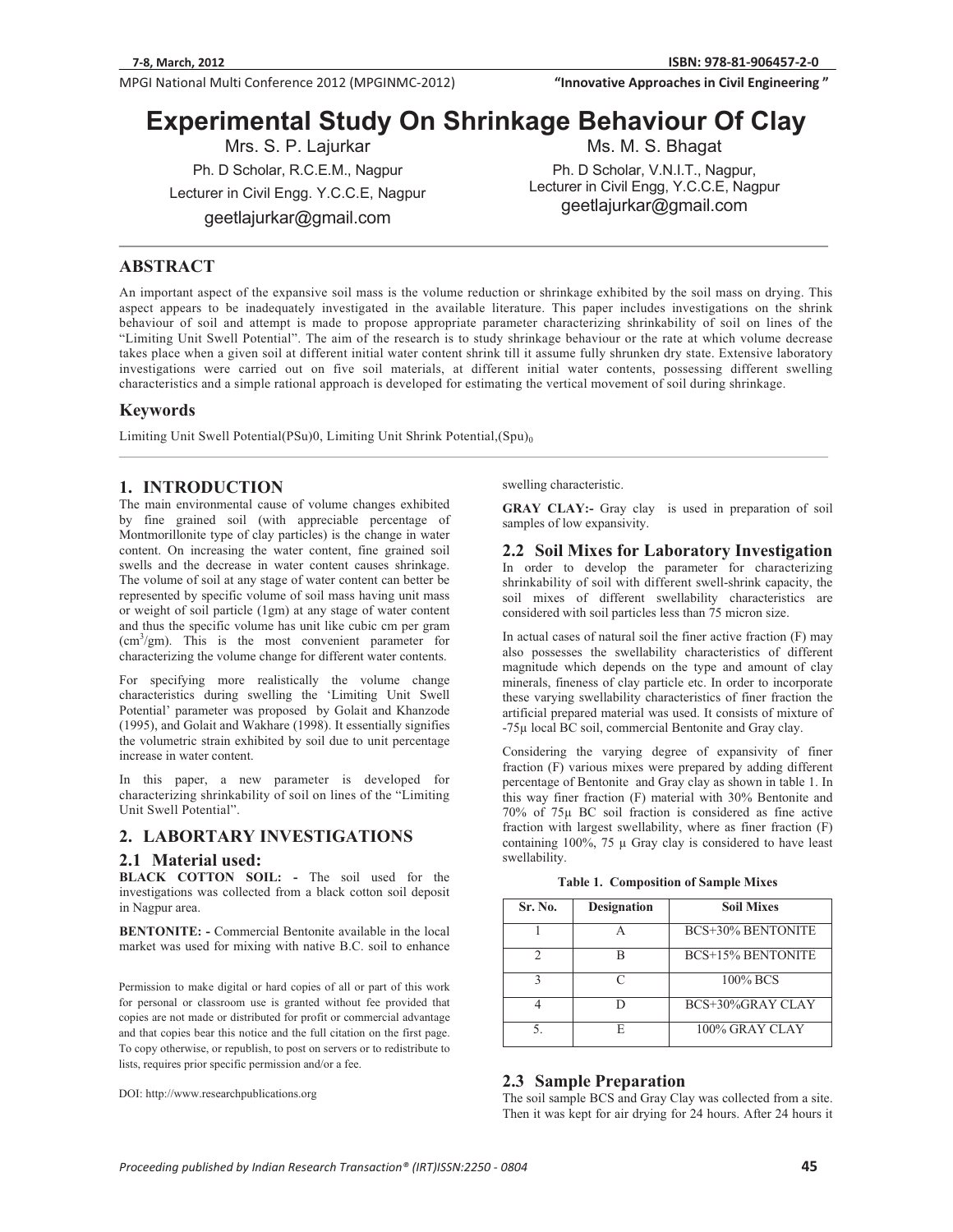# Experimental Study On Shrinkage Behaviour Of Clay

Mrs. S. P. Lajurkar
Ph. D Scholar, R.C.E.M., Nagpur
Lecturer in Civil Engg. Y.C.C.E, Nagpur
geetlajurkar@gmail.com

Ms. M. S. Bhagat
Ph. D Scholar, V.N.I.T., Nagpur,
Lecturer in Civil Engg, Y.C.C.E, Nagpur
geetlajurkar@gmail.com

## ABSTRACT

An important aspect of the expansive soil mass is the volume reduction or shrinkage exhibited by the soil mass on drying. This aspect appears to be inadequately investigated in the available literature. This paper includes investigations on the shrink behaviour of soil and attempt is made to propose appropriate parameter characterizing shrinkability of soil on lines of the "Limiting Unit Swell Potential". The aim of the research is to study shrinkage behaviour or the rate at which volume decrease takes place when a given soil at different initial water content shrink till it assume fully shrunken dry state. Extensive laboratory investigations were carried out on five soil materials, at different initial water contents, possessing different swelling characteristics and a simple rational approach is developed for estimating the vertical movement of soil during shrinkage.

## Keywords

Limiting Unit Swell Potential$(PSu)_0$, Limiting Unit Shrink Potential,$(Spu)_0$

## 1. INTRODUCTION

The main environmental cause of volume changes exhibited by fine grained soil (with appreciable percentage of Montmorillonite type of clay particles) is the change in water content. On increasing the water content, fine grained soil swells and the decrease in water content causes shrinkage. The volume of soil at any stage of water content can better be represented by specific volume of soil mass having unit mass or weight of soil particle (1gm) at any stage of water content and thus the specific volume has unit like cubic cm per gram ($cm^3$/gm). This is the most convenient parameter for characterizing the volume change for different water contents.

For specifying more realistically the volume change characteristics during swelling the 'Limiting Unit Swell Potential' parameter was proposed by Golait and Khanzode (1995), and Golait and Wakhare (1998). It essentially signifies the volumetric strain exhibited by soil due to unit percentage increase in water content.

In this paper, a new parameter is developed for characterizing shrinkability of soil on lines of the "Limiting Unit Swell Potential".

## 2. LABORTARY INVESTIGATIONS

### 2.1 Material used:

**BLACK COTTON SOIL: -** The soil used for the investigations was collected from a black cotton soil deposit in Nagpur area.

**BENTONITE: -** Commercial Bentonite available in the local market was used for mixing with native B.C. soil to enhance swelling characteristic.

**GRAY CLAY:-** Gray clay is used in preparation of soil samples of low expansivity.

Permission to make digital or hard copies of all or part of this work for personal or classroom use is granted without fee provided that copies are not made or distributed for profit or commercial advantage and that copies bear this notice and the full citation on the first page. To copy otherwise, or republish, to post on servers or to redistribute to lists, requires prior specific permission and/or a fee.

DOI: http://www.researchpublications.org

### 2.2 Soil Mixes for Laboratory Investigation

In order to develop the parameter for characterizing shrinkability of soil with different swell-shrink capacity, the soil mixes of different swellability characteristics are considered with soil particles less than 75 micron size.

In actual cases of natural soil the finer active fraction (F) may also possesses the swellability characteristics of different magnitude which depends on the type and amount of clay minerals, fineness of clay particle etc. In order to incorporate these varying swellability characteristics of finer fraction the artificial prepared material was used. It consists of mixture of -75μ local BC soil, commercial Bentonite and Gray clay.

Considering the varying degree of expansivity of different finer fraction (F) various mixes were prepared by adding different percentage of Bentonite and Gray clay as shown in table 1. In this way finer fraction (F) material with 30% Bentonite and 70% of 75μ BC soil fraction is considered as fine active fraction with largest swellability, where as finer fraction (F) containing 100%, 75 μ Gray clay is considered to have least swellability.

**Table 1. Composition of Sample Mixes**

| Sr. No. | Designation | Soil Mixes |
|---|---|---|
| 1 | A | BCS+30% BENTONITE |
| 2 | B | BCS+15% BENTONITE |
| 3 | C | 100% BCS |
| 4 | D | BCS+30%GRAY CLAY |
| 5. | E | 100% GRAY CLAY |

### 2.3 Sample Preparation

The soil sample BCS and Gray Clay was collected from a site. Then it was kept for air drying for 24 hours. After 24 hours it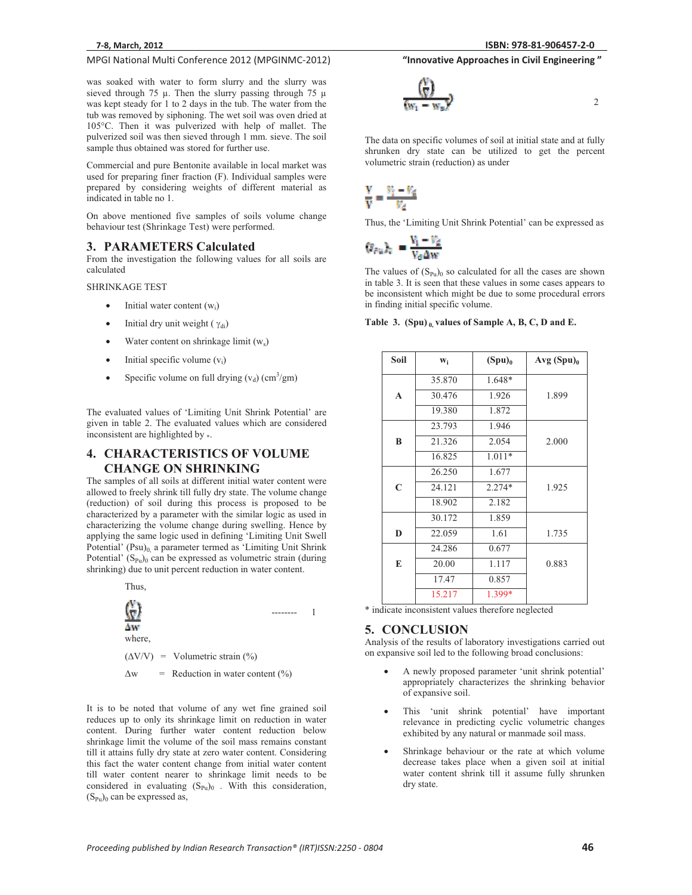was soaked with water to form slurry and the slurry was sieved through 75 µ. Then the slurry passing through 75 µ was kept steady for 1 to 2 days in the tub. The water from the tub was removed by siphoning. The wet soil was oven dried at 105°C. Then it was pulverized with help of mallet. The pulverized soil was then sieved through 1 mm. sieve. The soil sample thus obtained was stored for further use.

Commercial and pure Bentonite available in local market was used for preparing finer fraction (F). Individual samples were prepared by considering weights of different material as indicated in table no 1.

On above mentioned five samples of soils volume change behaviour test (Shrinkage Test) were performed.

## 3. PARAMETERS Calculated

From the investigation the following values for all soils are calculated

SHRINKAGE TEST

- Initial water content ($w_i$)
- Initial dry unit weight ( $\gamma_{di}$)
- Water content on shrinkage limit ($w_s$)
- Initial specific volume ($v_i$)
- Specific volume on full drying ($v_d$) ($cm^3/gm$)

The evaluated values of 'Limiting Unit Shrink Potential' are given in table 2. The evaluated values which are considered inconsistent are highlighted by *.

## 4. CHARACTERISTICS OF VOLUME CHANGE ON SHRINKING

The samples of all soils at different initial water content were allowed to freely shrink till fully dry state. The volume change (reduction) of soil during this process is proposed to be characterized by a parameter with the similar logic as used in characterizing the volume change during swelling. Hence by applying the same logic used in defining 'Limiting Unit Swell Potential' $(P_{su})_0$ a parameter termed as 'Limiting Unit Shrink Potential' $(S_{Pu})_0$ can be expressed as volumetric strain (during shrinking) due to unit percent reduction in water content.

Thus,

$$\frac{\left(\frac{\Delta V}{V}\right)}{\Delta w} \qquad \text{--------} \quad 1$$

where,

($\Delta V/V$) = Volumetric strain (%)

$\Delta w$ = Reduction in water content (%)

It is to be noted that volume of any wet fine grained soil reduces up to only its shrinkage limit on reduction in water content. During further water content reduction below shrinkage limit the volume of the soil mass remains constant till it attains fully dry state at zero water content. Considering this fact the water content change from initial water content till water content nearer to shrinkage limit needs to be considered in evaluating $(S_{Pu})_0$ . With this consideration, $(S_{Pu})_0$ can be expressed as,

$$\frac{\left(\frac{\Delta V}{V}\right)}{(w_i - w_s)} \qquad 2$$

The data on specific volumes of soil at initial state and at fully shrunken dry state can be utilized to get the percent volumetric strain (reduction) as under

$$\frac{\Delta V}{V} = \frac{V_i - V_d}{V_d}$$

Thus, the 'Limiting Unit Shrink Potential' can be expressed as

$$(S_{Pu})_0 = \frac{V_i - V_d}{V_d \Delta w}$$

The values of $(S_{Pu})_0$ so calculated for all the cases are shown in table 3. It is seen that these values in some cases appears to be inconsistent which might be due to some procedural errors in finding initial specific volume.

**Table 3. $(Spu)_0$ values of Sample A, B, C, D and E.**

| Soil | $w_i$ | $(Spu)_0$ | Avg $(Spu)_0$ |
|---|---|---|---|
| A | 35.870 | 1.648* | 1.899 |
| | 30.476 | 1.926 | |
| | 19.380 | 1.872 | |
| B | 23.793 | 1.946 | 2.000 |
| | 21.326 | 2.054 | |
| | 16.825 | 1.011* | |
| C | 26.250 | 1.677 | 1.925 |
| | 24.121 | 2.274* | |
| | 18.902 | 2.182 | |
| D | 30.172 | 1.859 | 1.735 |
| | 22.059 | 1.61 | |
| E | 24.286 | 0.677 | 0.883 |
| | 20.00 | 1.117 | |
| | 17.47 | 0.857 | |
| | 15.217 | 1.399* | |

\* indicate inconsistent values therefore neglected

## 5. CONCLUSION

Analysis of the results of laboratory investigations carried out on expansive soil led to the following broad conclusions:

- A newly proposed parameter 'unit shrink potential' appropriately characterizes the shrinking behavior of expansive soil.
- This 'unit shrink potential' have important relevance in predicting cyclic volumetric changes exhibited by any natural or manmade soil mass.
- Shrinkage behaviour or the rate at which volume decrease takes place when a given soil at initial water content shrink till it assume fully shrunken dry state.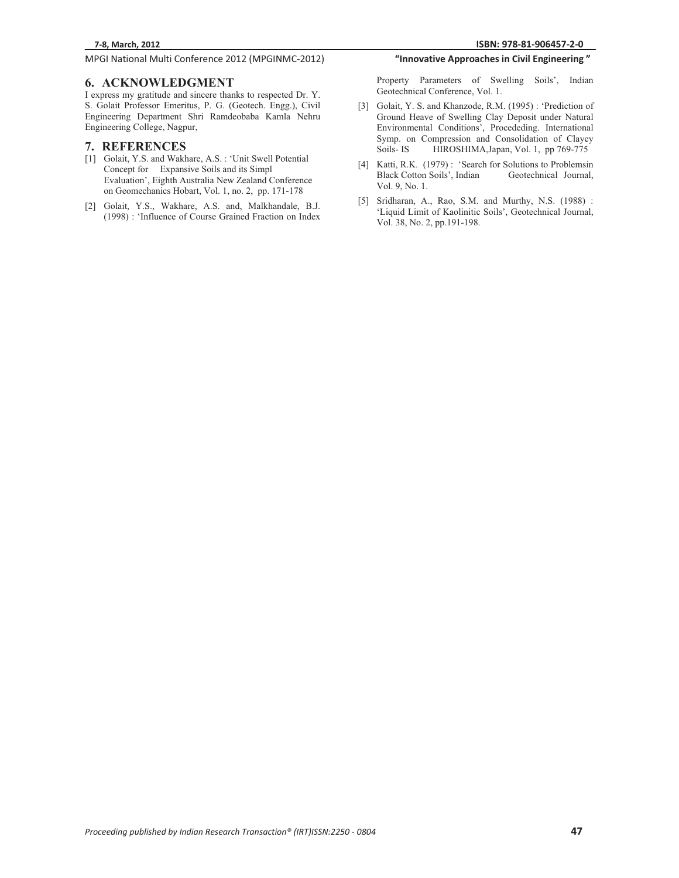## 6. ACKNOWLEDGMENT

I express my gratitude and sincere thanks to respected Dr. Y. S. Golait Professor Emeritus, P. G. (Geotech. Engg.), Civil Engineering Department Shri Ramdeobaba Kamla Nehru Engineering College, Nagpur,

## 7. REFERENCES

[1] Golait, Y.S. and Wakhare, A.S. : 'Unit Swell Potential Concept for Expansive Soils and its Simpl Evaluation', Eighth Australia New Zealand Conference on Geomechanics Hobart, Vol. 1, no. 2, pp. 171-178

[2] Golait, Y.S., Wakhare, A.S. and, Malkhandale, B.J. (1998) : 'Influence of Course Grained Fraction on Index Property Parameters of Swelling Soils', Indian Geotechnical Conference, Vol. 1.

[3] Golait, Y. S. and Khanzode, R.M. (1995) : 'Prediction of Ground Heave of Swelling Clay Deposit under Natural Environmental Conditions', Procededing. International Symp. on Compression and Consolidation of Clayey Soils- IS HIROSHIMA,Japan, Vol. 1, pp 769-775

[4] Katti, R.K. (1979) : 'Search for Solutions to Problemsin Black Cotton Soils', Indian Geotechnical Journal, Vol. 9, No. 1.

[5] Sridharan, A., Rao, S.M. and Murthy, N.S. (1988) : 'Liquid Limit of Kaolinitic Soils', Geotechnical Journal, Vol. 38, No. 2, pp.191-198.